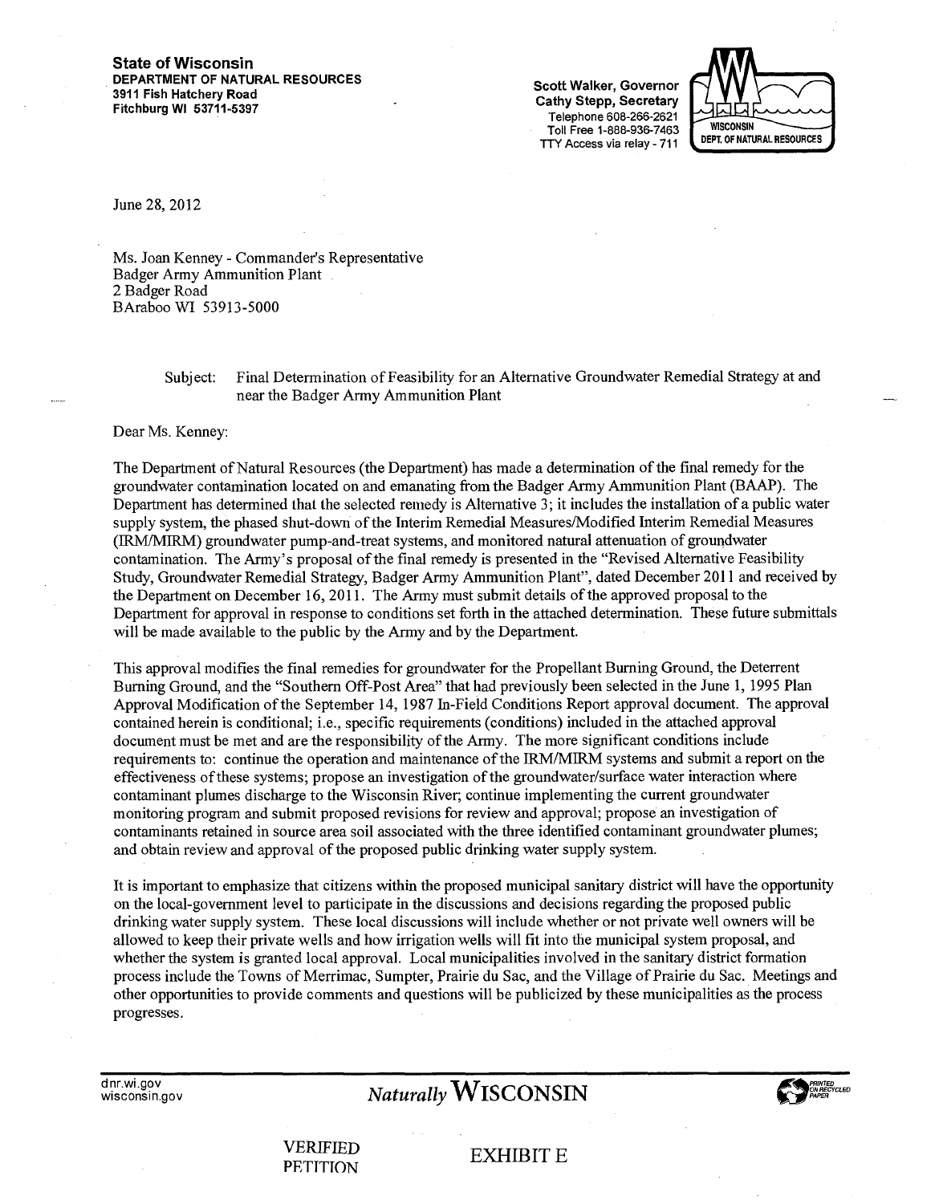**State of Wisconsin**
**DEPARTMENT OF NATURAL RESOURCES**
**3911 Fish Hatchery Road**
**Fitchburg WI 53711-5397**

**Scott Walker, Governor**
**Cathy Stepp, Secretary**
Telephone 608-266-2621
Toll Free 1-888-936-7463
TTY Access via relay - 711

WISCONSIN
DEPT. OF NATURAL RESOURCES

June 28, 2012

Ms. Joan Kenney - Commander's Representative
Badger Army Ammunition Plant
2 Badger Road
BAraboo WI 53913-5000

Subject: Final Determination of Feasibility for an Alternative Groundwater Remedial Strategy at and near the Badger Army Ammunition Plant

Dear Ms. Kenney:

The Department of Natural Resources (the Department) has made a determination of the final remedy for the groundwater contamination located on and emanating from the Badger Army Ammunition Plant (BAAP). The Department has determined that the selected remedy is Alternative 3; it includes the installation of a public water supply system, the phased shut-down of the Interim Remedial Measures/Modified Interim Remedial Measures (IRM/MIRM) groundwater pump-and-treat systems, and monitored natural attenuation of groundwater contamination. The Army's proposal of the final remedy is presented in the "Revised Alternative Feasibility Study, Groundwater Remedial Strategy, Badger Army Ammunition Plant", dated December 2011 and received by the Department on December 16, 2011. The Army must submit details of the approved proposal to the Department for approval in response to conditions set forth in the attached determination. These future submittals will be made available to the public by the Army and by the Department.

This approval modifies the final remedies for groundwater for the Propellant Burning Ground, the Deterrent Burning Ground, and the "Southern Off-Post Area" that had previously been selected in the June 1, 1995 Plan Approval Modification of the September 14, 1987 In-Field Conditions Report approval document. The approval contained herein is conditional; i.e., specific requirements (conditions) included in the attached approval document must be met and are the responsibility of the Army. The more significant conditions include requirements to: continue the operation and maintenance of the IRM/MIRM systems and submit a report on the effectiveness of these systems; propose an investigation of the groundwater/surface water interaction where contaminant plumes discharge to the Wisconsin River; continue implementing the current groundwater monitoring program and submit proposed revisions for review and approval; propose an investigation of contaminants retained in source area soil associated with the three identified contaminant groundwater plumes; and obtain review and approval of the proposed public drinking water supply system.

It is important to emphasize that citizens within the proposed municipal sanitary district will have the opportunity on the local-government level to participate in the discussions and decisions regarding the proposed public drinking water supply system. These local discussions will include whether or not private well owners will be allowed to keep their private wells and how irrigation wells will fit into the municipal system proposal, and whether the system is granted local approval. Local municipalities involved in the sanitary district formation process include the Towns of Merrimac, Sumpter, Prairie du Sac, and the Village of Prairie du Sac. Meetings and other opportunities to provide comments and questions will be publicized by these municipalities as the process progresses.

dnr.wi.gov
wisconsin.gov

*Naturally* WISCONSIN

VERIFIED PETITION

EXHIBIT E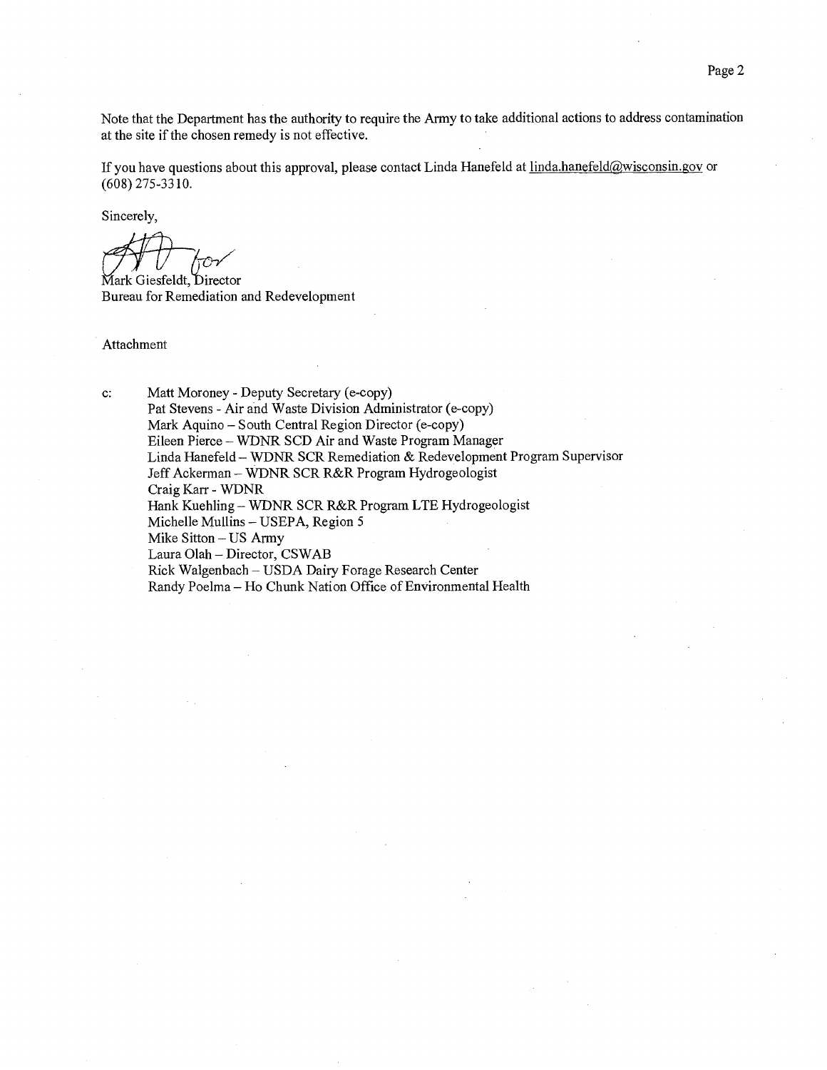Note that the Department has the authority to require the Army to take additional actions to address contamination at the site if the chosen remedy is not effective.

If you have questions about this approval, please contact Linda Hanefeld at linda.hanefeld@wisconsin.gov or (608) 275-3310.

Sincerely,

for

Mark Giesfeldt, Director
Bureau for Remediation and Redevelopment

Attachment

c: Matt Moroney - Deputy Secretary (e-copy)
Pat Stevens - Air and Waste Division Administrator (e-copy)
Mark Aquino – South Central Region Director (e-copy)
Eileen Pierce – WDNR SCD Air and Waste Program Manager
Linda Hanefeld – WDNR SCR Remediation & Redevelopment Program Supervisor
Jeff Ackerman – WDNR SCR R&R Program Hydrogeologist
Craig Karr - WDNR
Hank Kuehling – WDNR SCR R&R Program LTE Hydrogeologist
Michelle Mullins – USEPA, Region 5
Mike Sitton – US Army
Laura Olah – Director, CSWAB
Rick Walgenbach – USDA Dairy Forage Research Center
Randy Poelma – Ho Chunk Nation Office of Environmental Health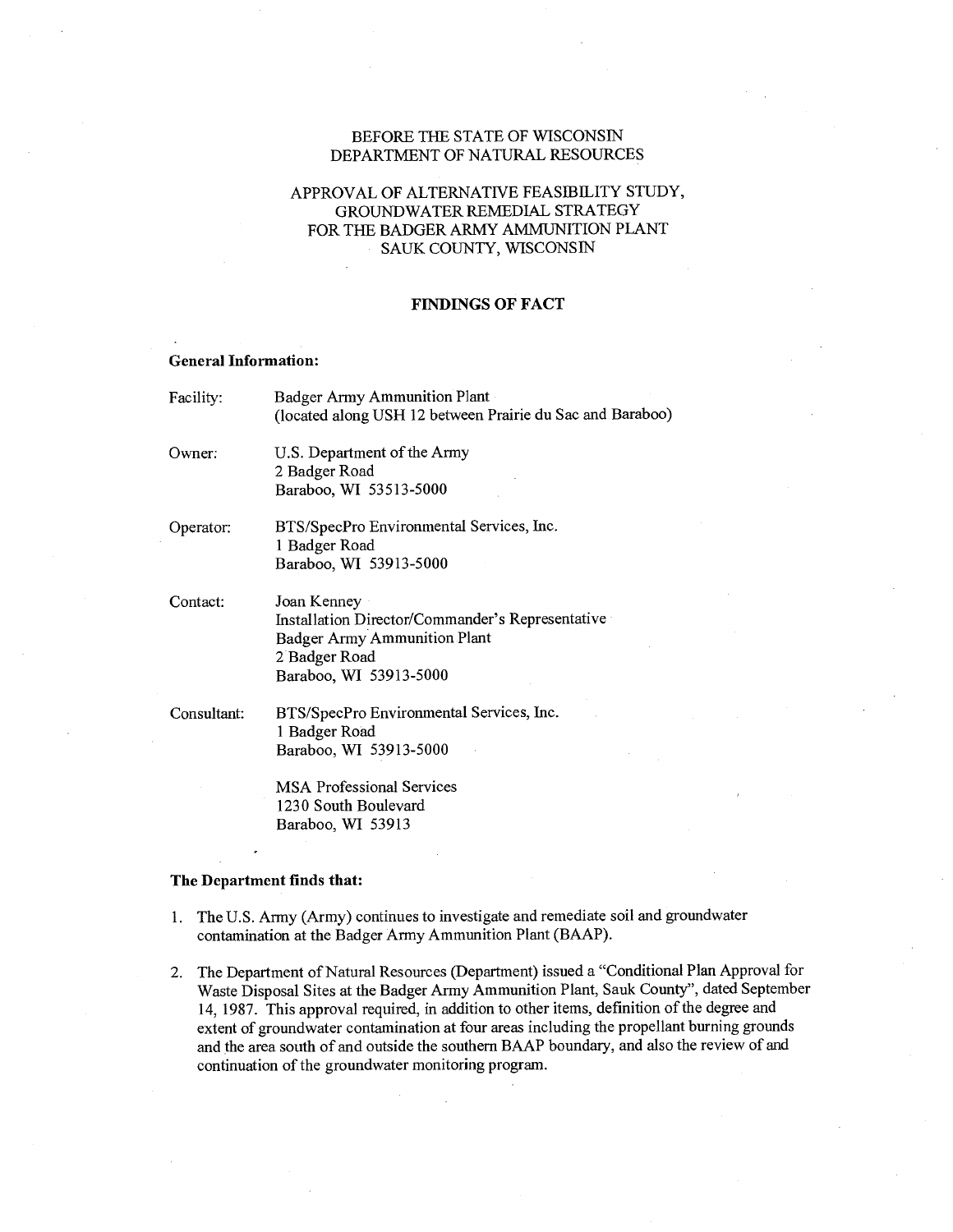BEFORE THE STATE OF WISCONSIN
DEPARTMENT OF NATURAL RESOURCES

APPROVAL OF ALTERNATIVE FEASIBILITY STUDY,
GROUNDWATER REMEDIAL STRATEGY
FOR THE BADGER ARMY AMMUNITION PLANT
SAUK COUNTY, WISCONSIN

## FINDINGS OF FACT

**General Information:**

Facility: Badger Army Ammunition Plant
(located along USH 12 between Prairie du Sac and Baraboo)

Owner: U.S. Department of the Army
2 Badger Road
Baraboo, WI 53513-5000

Operator: BTS/SpecPro Environmental Services, Inc.
1 Badger Road
Baraboo, WI 53913-5000

Contact: Joan Kenney
Installation Director/Commander's Representative
Badger Army Ammunition Plant
2 Badger Road
Baraboo, WI 53913-5000

Consultant: BTS/SpecPro Environmental Services, Inc.
1 Badger Road
Baraboo, WI 53913-5000

MSA Professional Services
1230 South Boulevard
Baraboo, WI 53913

**The Department finds that:**

1. The U.S. Army (Army) continues to investigate and remediate soil and groundwater contamination at the Badger Army Ammunition Plant (BAAP).

2. The Department of Natural Resources (Department) issued a "Conditional Plan Approval for Waste Disposal Sites at the Badger Army Ammunition Plant, Sauk County", dated September 14, 1987. This approval required, in addition to other items, definition of the degree and extent of groundwater contamination at four areas including the propellant burning grounds and the area south of and outside the southern BAAP boundary, and also the review of and continuation of the groundwater monitoring program.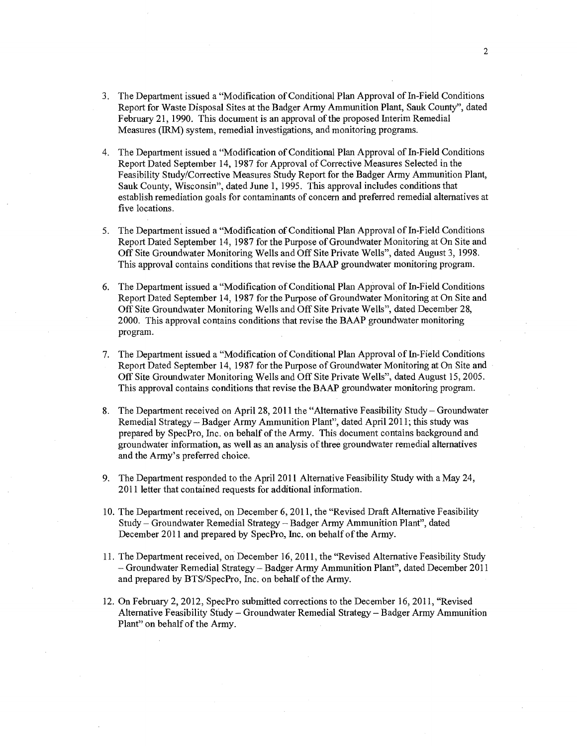3. The Department issued a "Modification of Conditional Plan Approval of In-Field Conditions Report for Waste Disposal Sites at the Badger Army Ammunition Plant, Sauk County", dated February 21, 1990. This document is an approval of the proposed Interim Remedial Measures (IRM) system, remedial investigations, and monitoring programs.

4. The Department issued a "Modification of Conditional Plan Approval of In-Field Conditions Report Dated September 14, 1987 for Approval of Corrective Measures Selected in the Feasibility Study/Corrective Measures Study Report for the Badger Army Ammunition Plant, Sauk County, Wisconsin", dated June 1, 1995. This approval includes conditions that establish remediation goals for contaminants of concern and preferred remedial alternatives at five locations.

5. The Department issued a "Modification of Conditional Plan Approval of In-Field Conditions Report Dated September 14, 1987 for the Purpose of Groundwater Monitoring at On Site and Off Site Groundwater Monitoring Wells and Off Site Private Wells", dated August 3, 1998. This approval contains conditions that revise the BAAP groundwater monitoring program.

6. The Department issued a "Modification of Conditional Plan Approval of In-Field Conditions Report Dated September 14, 1987 for the Purpose of Groundwater Monitoring at On Site and Off Site Groundwater Monitoring Wells and Off Site Private Wells", dated December 28, 2000. This approval contains conditions that revise the BAAP groundwater monitoring program.

7. The Department issued a "Modification of Conditional Plan Approval of In-Field Conditions Report Dated September 14, 1987 for the Purpose of Groundwater Monitoring at On Site and Off Site Groundwater Monitoring Wells and Off Site Private Wells", dated August 15, 2005. This approval contains conditions that revise the BAAP groundwater monitoring program.

8. The Department received on April 28, 2011 the "Alternative Feasibility Study – Groundwater Remedial Strategy – Badger Army Ammunition Plant", dated April 2011; this study was prepared by SpecPro, Inc. on behalf of the Army. This document contains background and groundwater information, as well as an analysis of three groundwater remedial alternatives and the Army's preferred choice.

9. The Department responded to the April 2011 Alternative Feasibility Study with a May 24, 2011 letter that contained requests for additional information.

10. The Department received, on December 6, 2011, the "Revised Draft Alternative Feasibility Study – Groundwater Remedial Strategy – Badger Army Ammunition Plant", dated December 2011 and prepared by SpecPro, Inc. on behalf of the Army.

11. The Department received, on December 16, 2011, the "Revised Alternative Feasibility Study – Groundwater Remedial Strategy – Badger Army Ammunition Plant", dated December 2011 and prepared by BTS/SpecPro, Inc. on behalf of the Army.

12. On February 2, 2012, SpecPro submitted corrections to the December 16, 2011, "Revised Alternative Feasibility Study – Groundwater Remedial Strategy – Badger Army Ammunition Plant" on behalf of the Army.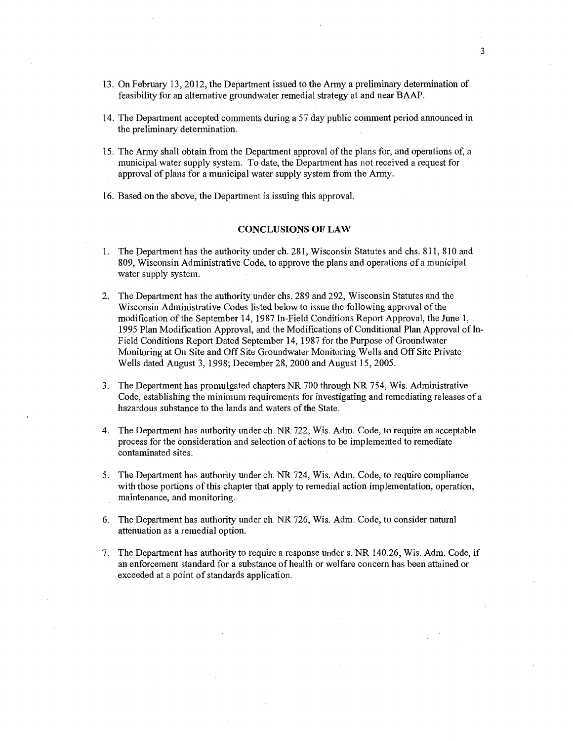13. On February 13, 2012, the Department issued to the Army a preliminary determination of feasibility for an alternative groundwater remedial strategy at and near BAAP.

14. The Department accepted comments during a 57 day public comment period announced in the preliminary determination.

15. The Army shall obtain from the Department approval of the plans for, and operations of, a municipal water supply system. To date, the Department has not received a request for approval of plans for a municipal water supply system from the Army.

16. Based on the above, the Department is issuing this approval.

## CONCLUSIONS OF LAW

1. The Department has the authority under ch. 281, Wisconsin Statutes and chs. 811, 810 and 809, Wisconsin Administrative Code, to approve the plans and operations of a municipal water supply system.

2. The Department has the authority under chs. 289 and 292, Wisconsin Statutes and the Wisconsin Administrative Codes listed below to issue the following approval of the modification of the September 14, 1987 In-Field Conditions Report Approval, the June 1, 1995 Plan Modification Approval, and the Modifications of Conditional Plan Approval of In-Field Conditions Report Dated September 14, 1987 for the Purpose of Groundwater Monitoring at On Site and Off Site Groundwater Monitoring Wells and Off Site Private Wells dated August 3, 1998; December 28, 2000 and August 15, 2005.

3. The Department has promulgated chapters NR 700 through NR 754, Wis. Administrative Code, establishing the minimum requirements for investigating and remediating releases of a hazardous substance to the lands and waters of the State.

4. The Department has authority under ch. NR 722, Wis. Adm. Code, to require an acceptable process for the consideration and selection of actions to be implemented to remediate contaminated sites.

5. The Department has authority under ch. NR 724, Wis. Adm. Code, to require compliance with those portions of this chapter that apply to remedial action implementation, operation, maintenance, and monitoring.

6. The Department has authority under ch. NR 726, Wis. Adm. Code, to consider natural attenuation as a remedial option.

7. The Department has authority to require a response under s. NR 140.26, Wis. Adm. Code, if an enforcement standard for a substance of health or welfare concern has been attained or exceeded at a point of standards application.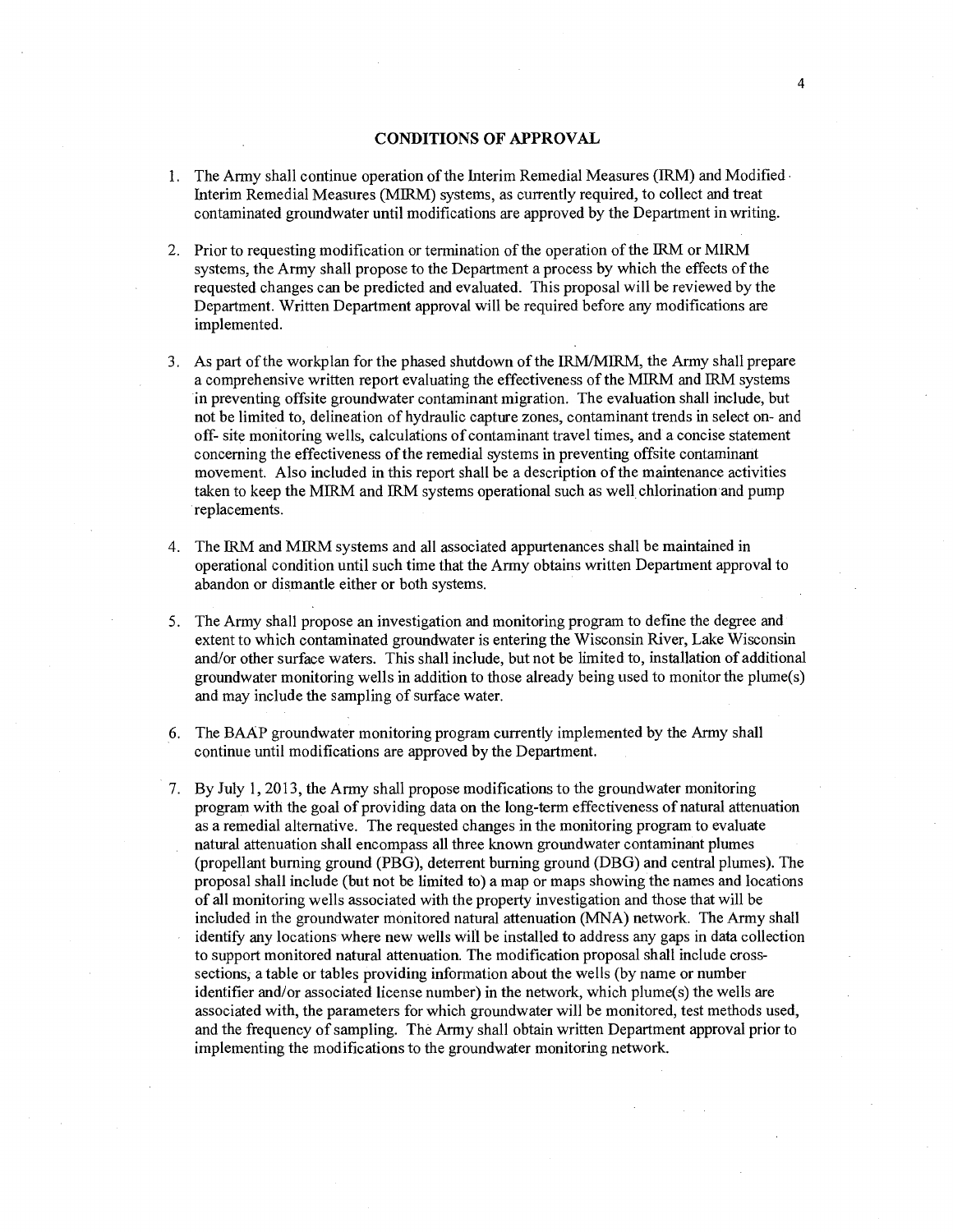## CONDITIONS OF APPROVAL

1. The Army shall continue operation of the Interim Remedial Measures (IRM) and Modified Interim Remedial Measures (MIRM) systems, as currently required, to collect and treat contaminated groundwater until modifications are approved by the Department in writing.

2. Prior to requesting modification or termination of the operation of the IRM or MIRM systems, the Army shall propose to the Department a process by which the effects of the requested changes can be predicted and evaluated. This proposal will be reviewed by the Department. Written Department approval will be required before any modifications are implemented.

3. As part of the workplan for the phased shutdown of the IRM/MIRM, the Army shall prepare a comprehensive written report evaluating the effectiveness of the MIRM and IRM systems in preventing offsite groundwater contaminant migration. The evaluation shall include, but not be limited to, delineation of hydraulic capture zones, contaminant trends in select on- and off- site monitoring wells, calculations of contaminant travel times, and a concise statement concerning the effectiveness of the remedial systems in preventing offsite contaminant movement. Also included in this report shall be a description of the maintenance activities taken to keep the MIRM and IRM systems operational such as well chlorination and pump replacements.

4. The IRM and MIRM systems and all associated appurtenances shall be maintained in operational condition until such time that the Army obtains written Department approval to abandon or dismantle either or both systems.

5. The Army shall propose an investigation and monitoring program to define the degree and extent to which contaminated groundwater is entering the Wisconsin River, Lake Wisconsin and/or other surface waters. This shall include, but not be limited to, installation of additional groundwater monitoring wells in addition to those already being used to monitor the plume(s) and may include the sampling of surface water.

6. The BAAP groundwater monitoring program currently implemented by the Army shall continue until modifications are approved by the Department.

7. By July 1, 2013, the Army shall propose modifications to the groundwater monitoring program with the goal of providing data on the long-term effectiveness of natural attenuation as a remedial alternative. The requested changes in the monitoring program to evaluate natural attenuation shall encompass all three known groundwater contaminant plumes (propellant burning ground (PBG), deterrent burning ground (DBG) and central plumes). The proposal shall include (but not be limited to) a map or maps showing the names and locations of all monitoring wells associated with the property investigation and those that will be included in the groundwater monitored natural attenuation (MNA) network. The Army shall identify any locations where new wells will be installed to address any gaps in data collection to support monitored natural attenuation. The modification proposal shall include cross-sections, a table or tables providing information about the wells (by name or number identifier and/or associated license number) in the network, which plume(s) the wells are associated with, the parameters for which groundwater will be monitored, test methods used, and the frequency of sampling. The Army shall obtain written Department approval prior to implementing the modifications to the groundwater monitoring network.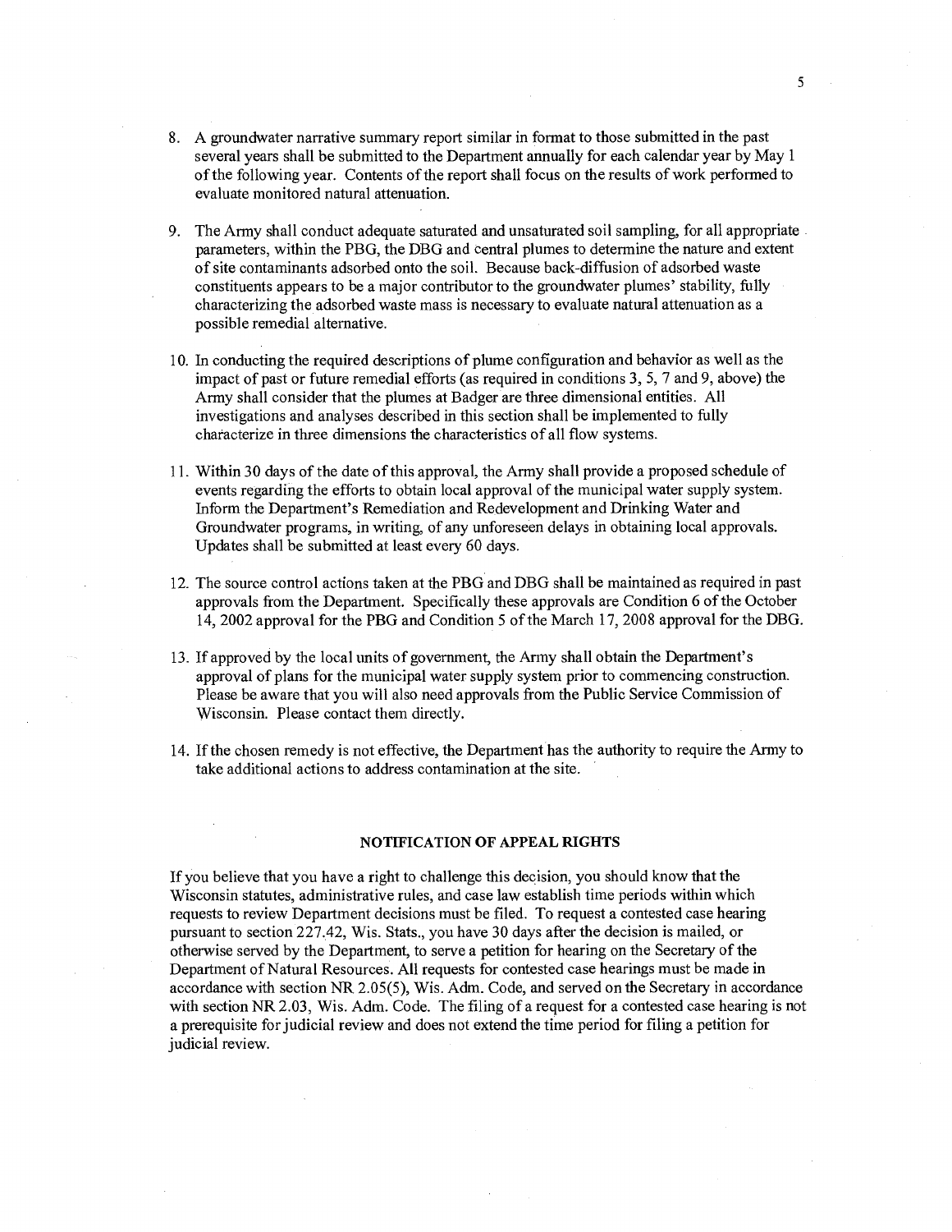8. A groundwater narrative summary report similar in format to those submitted in the past several years shall be submitted to the Department annually for each calendar year by May 1 of the following year. Contents of the report shall focus on the results of work performed to evaluate monitored natural attenuation.

9. The Army shall conduct adequate saturated and unsaturated soil sampling, for all appropriate parameters, within the PBG, the DBG and central plumes to determine the nature and extent of site contaminants adsorbed onto the soil. Because back-diffusion of adsorbed waste constituents appears to be a major contributor to the groundwater plumes' stability, fully characterizing the adsorbed waste mass is necessary to evaluate natural attenuation as a possible remedial alternative.

10. In conducting the required descriptions of plume configuration and behavior as well as the impact of past or future remedial efforts (as required in conditions 3, 5, 7 and 9, above) the Army shall consider that the plumes at Badger are three dimensional entities. All investigations and analyses described in this section shall be implemented to fully characterize in three dimensions the characteristics of all flow systems.

11. Within 30 days of the date of this approval, the Army shall provide a proposed schedule of events regarding the efforts to obtain local approval of the municipal water supply system. Inform the Department's Remediation and Redevelopment and Drinking Water and Groundwater programs, in writing, of any unforeseen delays in obtaining local approvals. Updates shall be submitted at least every 60 days.

12. The source control actions taken at the PBG and DBG shall be maintained as required in past approvals from the Department. Specifically these approvals are Condition 6 of the October 14, 2002 approval for the PBG and Condition 5 of the March 17, 2008 approval for the DBG.

13. If approved by the local units of government, the Army shall obtain the Department's approval of plans for the municipal water supply system prior to commencing construction. Please be aware that you will also need approvals from the Public Service Commission of Wisconsin. Please contact them directly.

14. If the chosen remedy is not effective, the Department has the authority to require the Army to take additional actions to address contamination at the site.

## NOTIFICATION OF APPEAL RIGHTS

If you believe that you have a right to challenge this decision, you should know that the Wisconsin statutes, administrative rules, and case law establish time periods within which requests to review Department decisions must be filed. To request a contested case hearing pursuant to section 227.42, Wis. Stats., you have 30 days after the decision is mailed, or otherwise served by the Department, to serve a petition for hearing on the Secretary of the Department of Natural Resources. All requests for contested case hearings must be made in accordance with section NR 2.05(5), Wis. Adm. Code, and served on the Secretary in accordance with section NR 2.03, Wis. Adm. Code. The filing of a request for a contested case hearing is not a prerequisite for judicial review and does not extend the time period for filing a petition for judicial review.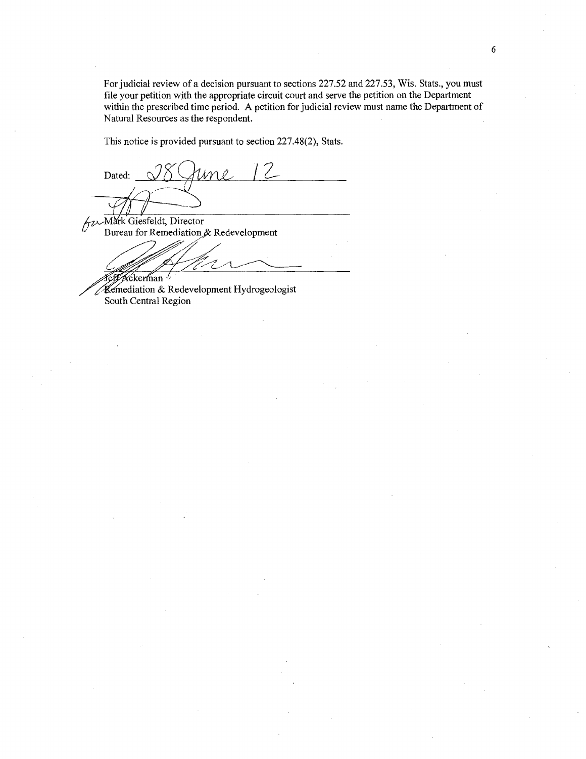For judicial review of a decision pursuant to sections 227.52 and 227.53, Wis. Stats., you must file your petition with the appropriate circuit court and serve the petition on the Department within the prescribed time period. A petition for judicial review must name the Department of Natural Resources as the respondent.

This notice is provided pursuant to section 227.48(2), Stats.

Dated: 28 June 12

for Mark Giesfeldt, Director
Bureau for Remediation & Redevelopment

Jeff Ackerman
Remediation & Redevelopment Hydrogeologist
South Central Region